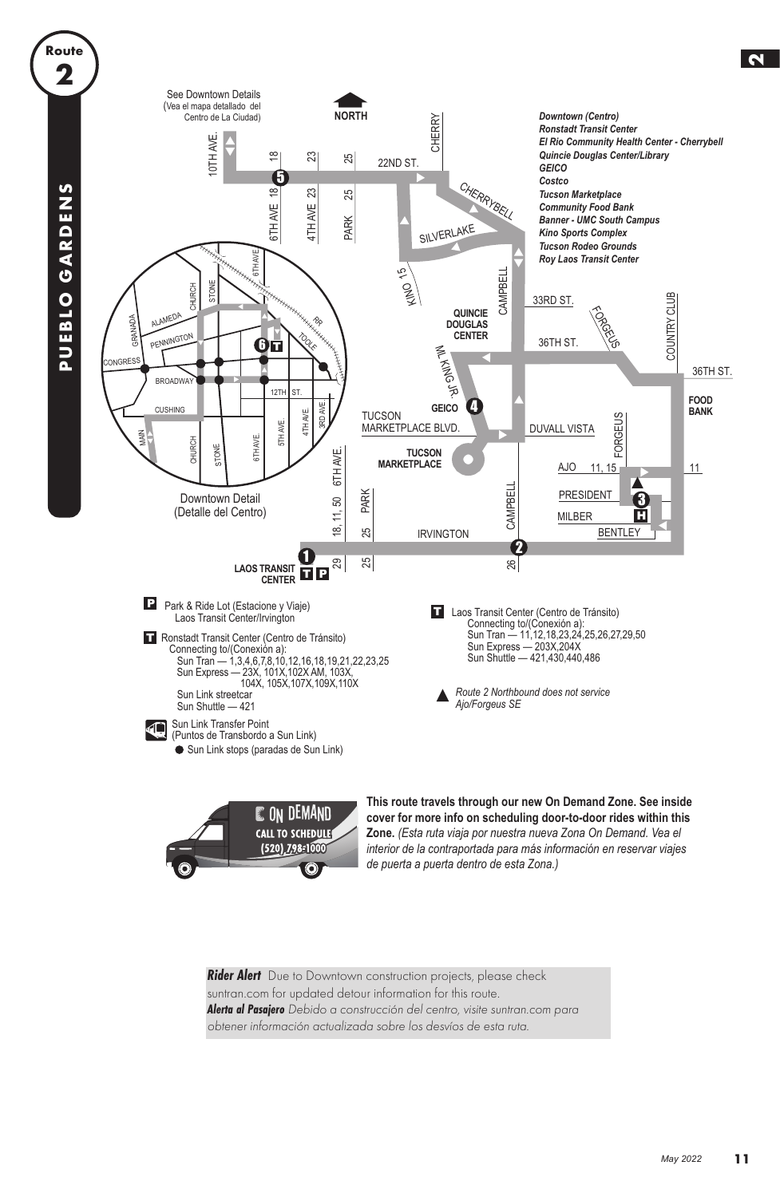# Route 2

## PUEBLO GARDENS

*Downtown (Centro)*
*Ronstadt Transit Center*
*El Rio Community Health Center - Cherrybell*
*Quincie Douglas Center/Library*
*GEICO*
*Costco*
*Tucson Marketplace*
*Community Food Bank*
*Banner - UMC South Campus*
*Kino Sports Complex*
*Tucson Rodeo Grounds*
*Roy Laos Transit Center*

See Downtown Details (Vea el mapa detallado del Centro de La Ciudad)

NORTH

1 LAOS TRANSIT CENTER

2 Irvington / Campbell

3 President / Forgeus

4 GEICO

5 22nd St. / 6th Ave.

6 Ronstadt Transit Center

Downtown Detail (Detalle del Centro)

**P** Park & Ride Lot (Estacione y Viaje)
Laos Transit Center/Irvington

**T** Ronstadt Transit Center (Centro de Tránsito)
Connecting to/(Conexión a):
Sun Tran — 1,3,4,6,7,8,10,12,16,18,19,21,22,23,25
Sun Express — 23X, 101X,102X AM, 103X, 104X, 105X,107X,109X,110X
Sun Link streetcar
Sun Shuttle — 421

Sun Link Transfer Point (Puntos de Transbordo a Sun Link)

● Sun Link stops (paradas de Sun Link)

**T** Laos Transit Center (Centro de Tránsito)
Connecting to/(Conexión a):
Sun Tran — 11,12,18,23,24,25,26,27,29,50
Sun Express — 203X,204X
Sun Shuttle — 421,430,440,486

▲ *Route 2 Northbound does not service Ajo/Forgeus SE*

ON DEMAND — CALL TO SCHEDULE (520) 798-1000

**This route travels through our new On Demand Zone. See inside cover for more info on scheduling door-to-door rides within this Zone.** *(Esta ruta viaja por nuestra nueva Zona On Demand. Vea el interior de la contraportada para más información en reservar viajes de puerta a puerta dentro de esta Zona.)*

***Rider Alert*** Due to Downtown construction projects, please check suntran.com for updated detour information for this route.
***Alerta al Pasajero*** *Debido a construcción del centro, visite suntran.com para obtener información actualizada sobre los desvíos de esta ruta.*

*May 2022*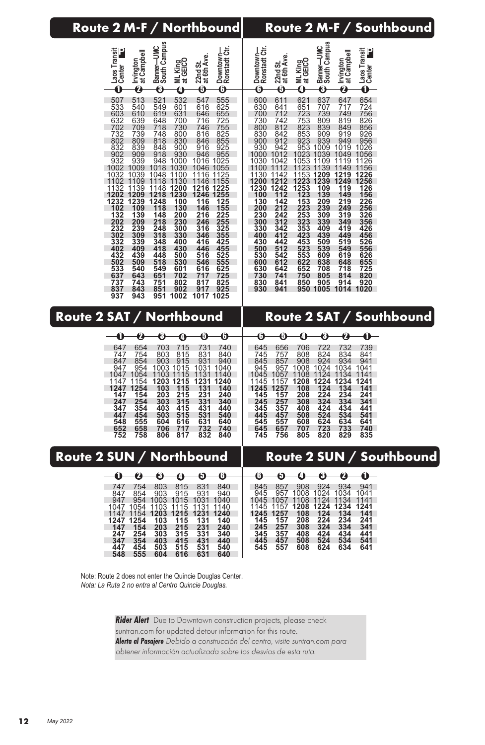## Route 2 M-F / Northbound

| Laos Transit Center (1) | Irvington at Campbell (2) | Banner—UMC South Campus (3) | ML King at GEICO (4) | 22nd St. at 6th Ave. (5) | Downtown—Ronstadt Ctr. (6) |
|---|---|---|---|---|---|
| 507 | 513 | 521 | 532 | 547 | 555 |
| 533 | 540 | 549 | 601 | 616 | 625 |
| 603 | 610 | 619 | 631 | 646 | 655 |
| 632 | 639 | 648 | 700 | 716 | 725 |
| 702 | 709 | 718 | 730 | 746 | 755 |
| 732 | 739 | 748 | 800 | 816 | 825 |
| 802 | 809 | 818 | 830 | 846 | 855 |
| 832 | 839 | 848 | 900 | 916 | 925 |
| 902 | 909 | 918 | 930 | 946 | 955 |
| 932 | 939 | 948 | 1000 | 1016 | 1025 |
| 1002 | 1009 | 1018 | 1030 | 1046 | 1055 |
| 1032 | 1039 | 1048 | 1100 | 1116 | 1125 |
| 1102 | 1109 | 1118 | 1130 | 1146 | 1155 |
| 1132 | 1139 | 1148 | **1200** | **1216** | **1225** |
| **1202** | **1209** | **1218** | **1230** | **1246** | **1255** |
| **1232** | **1239** | **1248** | **100** | **116** | **125** |
| **102** | **109** | **118** | **130** | **146** | **155** |
| **132** | **139** | **148** | **200** | **216** | **225** |
| **202** | **209** | **218** | **230** | **246** | **255** |
| **232** | **239** | **248** | **300** | **316** | **325** |
| **302** | **309** | **318** | **330** | **346** | **355** |
| **332** | **339** | **348** | **400** | **416** | **425** |
| **402** | **409** | **418** | **430** | **446** | **455** |
| **432** | **439** | **448** | **500** | **516** | **525** |
| **502** | **509** | **518** | **530** | **546** | **555** |
| **533** | **540** | **549** | **601** | **616** | **625** |
| **637** | **643** | **651** | **702** | **717** | **725** |
| **737** | **743** | **751** | **802** | **817** | **825** |
| **837** | **843** | **851** | **902** | **917** | **925** |
| **937** | **943** | **951** | **1002** | **1017** | **1025** |

## Route 2 M-F / Southbound

| Downtown—Ronstadt Ctr. (6) | 22nd St. at 6th Ave. (5) | ML King at GEICO (4) | Banner—UMC South Campus (3) | Irvington at Campbell (2) | Laos Transit Center (1) |
|---|---|---|---|---|---|
| 600 | 611 | 621 | 637 | 647 | 654 |
| 630 | 641 | 651 | 707 | 717 | 724 |
| 700 | 712 | 723 | 739 | 749 | 756 |
| 730 | 742 | 753 | 809 | 819 | 826 |
| 800 | 812 | 823 | 839 | 849 | 856 |
| 830 | 842 | 853 | 909 | 919 | 926 |
| 900 | 912 | 923 | 939 | 949 | 956 |
| 930 | 942 | 953 | 1009 | 1019 | 1026 |
| 1000 | 1012 | 1023 | 1039 | 1049 | 1056 |
| 1030 | 1042 | 1053 | 1109 | 1119 | 1126 |
| 1100 | 1112 | 1123 | 1139 | 1149 | 1156 |
| 1130 | 1142 | 1153 | **1209** | **1219** | **1226** |
| **1200** | **1212** | **1223** | **1239** | **1249** | **1256** |
| **1230** | **1242** | **1253** | **109** | **119** | **126** |
| **100** | **112** | **123** | **139** | **149** | **156** |
| **130** | **142** | **153** | **209** | **219** | **226** |
| **200** | **212** | **223** | **239** | **249** | **256** |
| **230** | **242** | **253** | **309** | **319** | **326** |
| **300** | **312** | **323** | **339** | **349** | **356** |
| **330** | **342** | **353** | **409** | **419** | **426** |
| **400** | **412** | **423** | **439** | **449** | **456** |
| **430** | **442** | **453** | **509** | **519** | **526** |
| **500** | **512** | **523** | **539** | **549** | **556** |
| **530** | **542** | **553** | **609** | **619** | **626** |
| **600** | **612** | **622** | **638** | **648** | **655** |
| **630** | **642** | **652** | **708** | **718** | **725** |
| **730** | **741** | **750** | **805** | **814** | **820** |
| **830** | **841** | **850** | **905** | **914** | **920** |
| **930** | **941** | **950** | **1005** | **1014** | **1020** |

## Route 2 SAT / Northbound

| 1 | 2 | 3 | 4 | 5 | 6 |
|---|---|---|---|---|---|
| 647 | 654 | 703 | 715 | 731 | 740 |
| 747 | 754 | 803 | 815 | 831 | 840 |
| 847 | 854 | 903 | 915 | 931 | 940 |
| 947 | 954 | 1003 | 1015 | 1031 | 1040 |
| 1047 | 1054 | 1103 | 1115 | 1131 | 1140 |
| 1147 | 1154 | **1203** | **1215** | **1231** | **1240** |
| **1247** | **1254** | **103** | **115** | **131** | **140** |
| **147** | **154** | **203** | **215** | **231** | **240** |
| **247** | **254** | **303** | **315** | **331** | **340** |
| **347** | **354** | **403** | **415** | **431** | **440** |
| **447** | **454** | **503** | **515** | **531** | **540** |
| **548** | **555** | **604** | **616** | **631** | **640** |
| **652** | **658** | **706** | **717** | **732** | **740** |
| **752** | **758** | **806** | **817** | **832** | **840** |

## Route 2 SAT / Southbound

| 6 | 5 | 4 | 3 | 2 | 1 |
|---|---|---|---|---|---|
| 645 | 656 | 706 | 722 | 732 | 739 |
| 745 | 757 | 808 | 824 | 834 | 841 |
| 845 | 857 | 908 | 924 | 934 | 941 |
| 945 | 957 | 1008 | 1024 | 1034 | 1041 |
| 1045 | 1057 | 1108 | 1124 | 1134 | 1141 |
| 1145 | 1157 | **1208** | **1224** | **1234** | **1241** |
| **1245** | **1257** | **108** | **124** | **134** | **141** |
| **145** | **157** | **208** | **224** | **234** | **241** |
| **245** | **257** | **308** | **324** | **334** | **341** |
| **345** | **357** | **408** | **424** | **434** | **441** |
| **445** | **457** | **508** | **524** | **534** | **541** |
| **545** | **557** | **608** | **624** | **634** | **641** |
| **645** | **657** | **707** | **723** | **733** | **740** |
| **745** | **756** | **805** | **820** | **829** | **835** |

## Route 2 SUN / Northbound

| 1 | 2 | 3 | 4 | 5 | 6 |
|---|---|---|---|---|---|
| 747 | 754 | 803 | 815 | 831 | 840 |
| 847 | 854 | 903 | 915 | 931 | 940 |
| 947 | 954 | 1003 | 1015 | 1031 | 1040 |
| 1047 | 1054 | 1103 | 1115 | 1131 | 1140 |
| 1147 | 1154 | **1203** | **1215** | **1231** | **1240** |
| **1247** | **1254** | **103** | **115** | **131** | **140** |
| **147** | **154** | **203** | **215** | **231** | **240** |
| **247** | **254** | **303** | **315** | **331** | **340** |
| **347** | **354** | **403** | **415** | **431** | **440** |
| **447** | **454** | **503** | **515** | **531** | **540** |
| **548** | **555** | **604** | **616** | **631** | **640** |

## Route 2 SUN / Southbound

| 6 | 5 | 4 | 3 | 2 | 1 |
|---|---|---|---|---|---|
| 845 | 857 | 908 | 924 | 934 | 941 |
| 945 | 957 | 1008 | 1024 | 1034 | 1041 |
| 1045 | 1057 | 1108 | 1124 | 1134 | 1141 |
| 1145 | 1157 | **1208** | **1224** | **1234** | **1241** |
| **1245** | **1257** | **108** | **124** | **134** | **141** |
| **145** | **157** | **208** | **224** | **234** | **241** |
| **245** | **257** | **308** | **324** | **334** | **341** |
| **345** | **357** | **408** | **424** | **434** | **441** |
| **445** | **457** | **508** | **524** | **534** | **541** |
| **545** | **557** | **608** | **624** | **634** | **641** |

Note: Route 2 does not enter the Quincie Douglas Center.
*Nota: La Ruta 2 no entra al Centro Quincie Douglas.*

***Rider Alert*** Due to Downtown construction projects, please check suntran.com for updated detour information for this route.
***Alerta al Pasajero*** *Debido a construcción del centro, visite suntran.com para obtener información actualizada sobre los desvíos de esta ruta.*